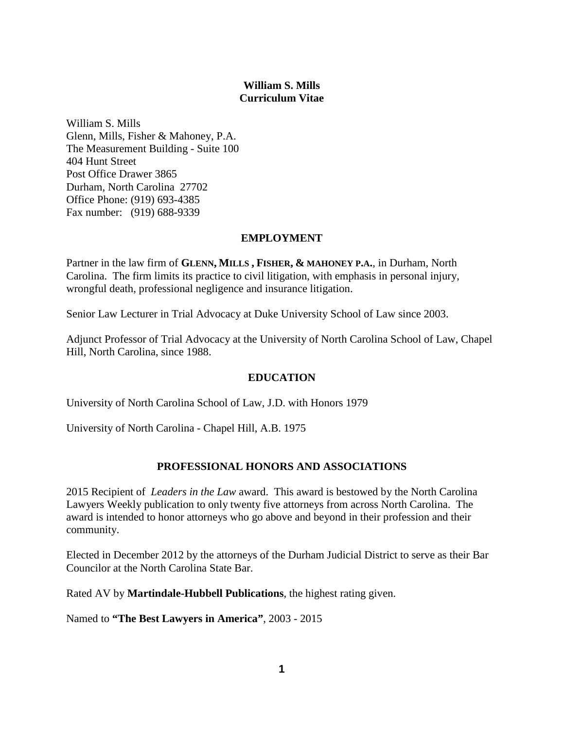**William S. Mills**
**Curriculum Vitae**

William S. Mills
Glenn, Mills, Fisher & Mahoney, P.A.
The Measurement Building - Suite 100
404 Hunt Street
Post Office Drawer 3865
Durham, North Carolina 27702
Office Phone: (919) 693-4385
Fax number: (919) 688-9339

## EMPLOYMENT

Partner in the law firm of **GLENN, MILLS , FISHER, & MAHONEY P.A.**, in Durham, North Carolina. The firm limits its practice to civil litigation, with emphasis in personal injury, wrongful death, professional negligence and insurance litigation.

Senior Law Lecturer in Trial Advocacy at Duke University School of Law since 2003.

Adjunct Professor of Trial Advocacy at the University of North Carolina School of Law, Chapel Hill, North Carolina, since 1988.

## EDUCATION

University of North Carolina School of Law, J.D. with Honors 1979

University of North Carolina - Chapel Hill, A.B. 1975

## PROFESSIONAL HONORS AND ASSOCIATIONS

2015 Recipient of *Leaders in the Law* award. This award is bestowed by the North Carolina Lawyers Weekly publication to only twenty five attorneys from across North Carolina. The award is intended to honor attorneys who go above and beyond in their profession and their community.

Elected in December 2012 by the attorneys of the Durham Judicial District to serve as their Bar Councilor at the North Carolina State Bar.

Rated AV by **Martindale-Hubbell Publications**, the highest rating given.

Named to **"The Best Lawyers in America"**, 2003 - 2015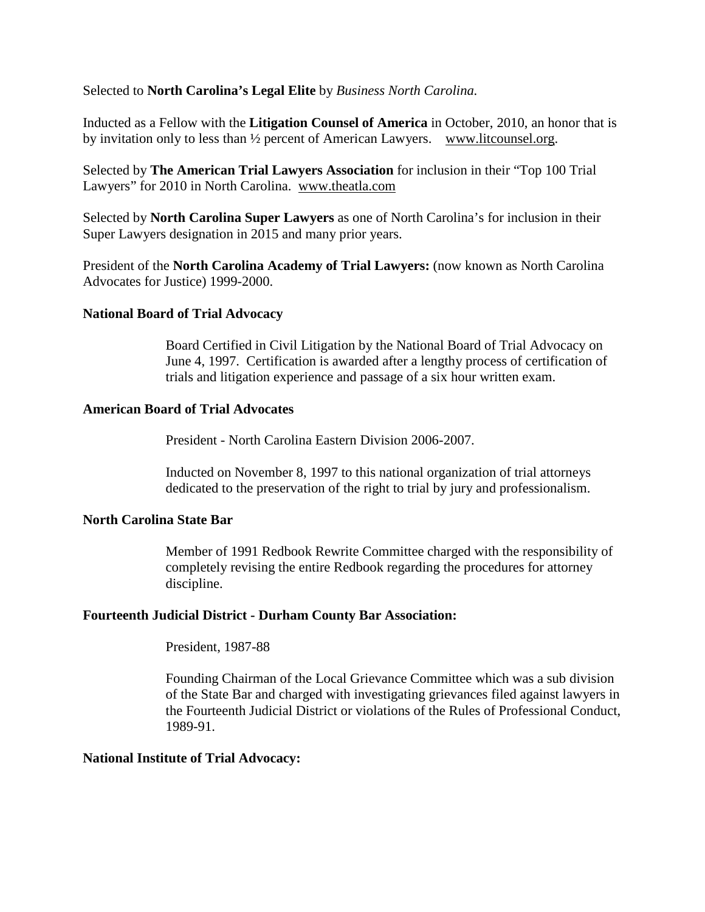Selected to **North Carolina's Legal Elite** by *Business North Carolina.*

Inducted as a Fellow with the **Litigation Counsel of America** in October, 2010, an honor that is by invitation only to less than ½ percent of American Lawyers. www.litcounsel.org.

Selected by **The American Trial Lawyers Association** for inclusion in their "Top 100 Trial Lawyers" for 2010 in North Carolina. www.theatla.com

Selected by **North Carolina Super Lawyers** as one of North Carolina's for inclusion in their Super Lawyers designation in 2015 and many prior years.

President of the **North Carolina Academy of Trial Lawyers:** (now known as North Carolina Advocates for Justice) 1999-2000.

**National Board of Trial Advocacy**

Board Certified in Civil Litigation by the National Board of Trial Advocacy on June 4, 1997. Certification is awarded after a lengthy process of certification of trials and litigation experience and passage of a six hour written exam.

**American Board of Trial Advocates**

President - North Carolina Eastern Division 2006-2007.

Inducted on November 8, 1997 to this national organization of trial attorneys dedicated to the preservation of the right to trial by jury and professionalism.

**North Carolina State Bar**

Member of 1991 Redbook Rewrite Committee charged with the responsibility of completely revising the entire Redbook regarding the procedures for attorney discipline.

**Fourteenth Judicial District - Durham County Bar Association:**

President, 1987-88

Founding Chairman of the Local Grievance Committee which was a sub division of the State Bar and charged with investigating grievances filed against lawyers in the Fourteenth Judicial District or violations of the Rules of Professional Conduct, 1989-91.

**National Institute of Trial Advocacy:**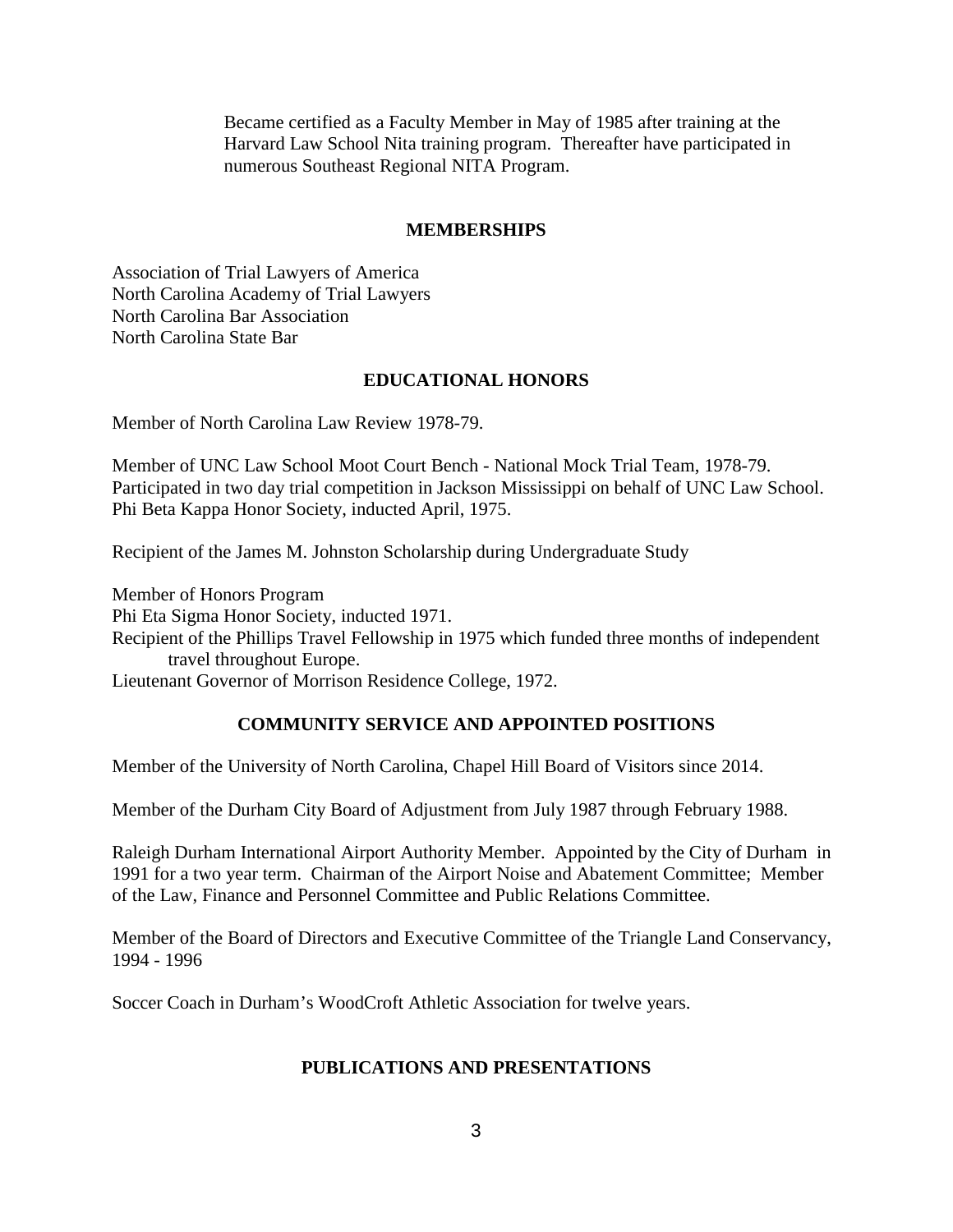Became certified as a Faculty Member in May of 1985 after training at the Harvard Law School Nita training program. Thereafter have participated in numerous Southeast Regional NITA Program.

## MEMBERSHIPS

Association of Trial Lawyers of America
North Carolina Academy of Trial Lawyers
North Carolina Bar Association
North Carolina State Bar

## EDUCATIONAL HONORS

Member of North Carolina Law Review 1978-79.

Member of UNC Law School Moot Court Bench - National Mock Trial Team, 1978-79. Participated in two day trial competition in Jackson Mississippi on behalf of UNC Law School.
Phi Beta Kappa Honor Society, inducted April, 1975.

Recipient of the James M. Johnston Scholarship during Undergraduate Study

Member of Honors Program
Phi Eta Sigma Honor Society, inducted 1971.
Recipient of the Phillips Travel Fellowship in 1975 which funded three months of independent travel throughout Europe.
Lieutenant Governor of Morrison Residence College, 1972.

## COMMUNITY SERVICE AND APPOINTED POSITIONS

Member of the University of North Carolina, Chapel Hill Board of Visitors since 2014.

Member of the Durham City Board of Adjustment from July 1987 through February 1988.

Raleigh Durham International Airport Authority Member. Appointed by the City of Durham in 1991 for a two year term. Chairman of the Airport Noise and Abatement Committee; Member of the Law, Finance and Personnel Committee and Public Relations Committee.

Member of the Board of Directors and Executive Committee of the Triangle Land Conservancy, 1994 - 1996

Soccer Coach in Durham's WoodCroft Athletic Association for twelve years.

## PUBLICATIONS AND PRESENTATIONS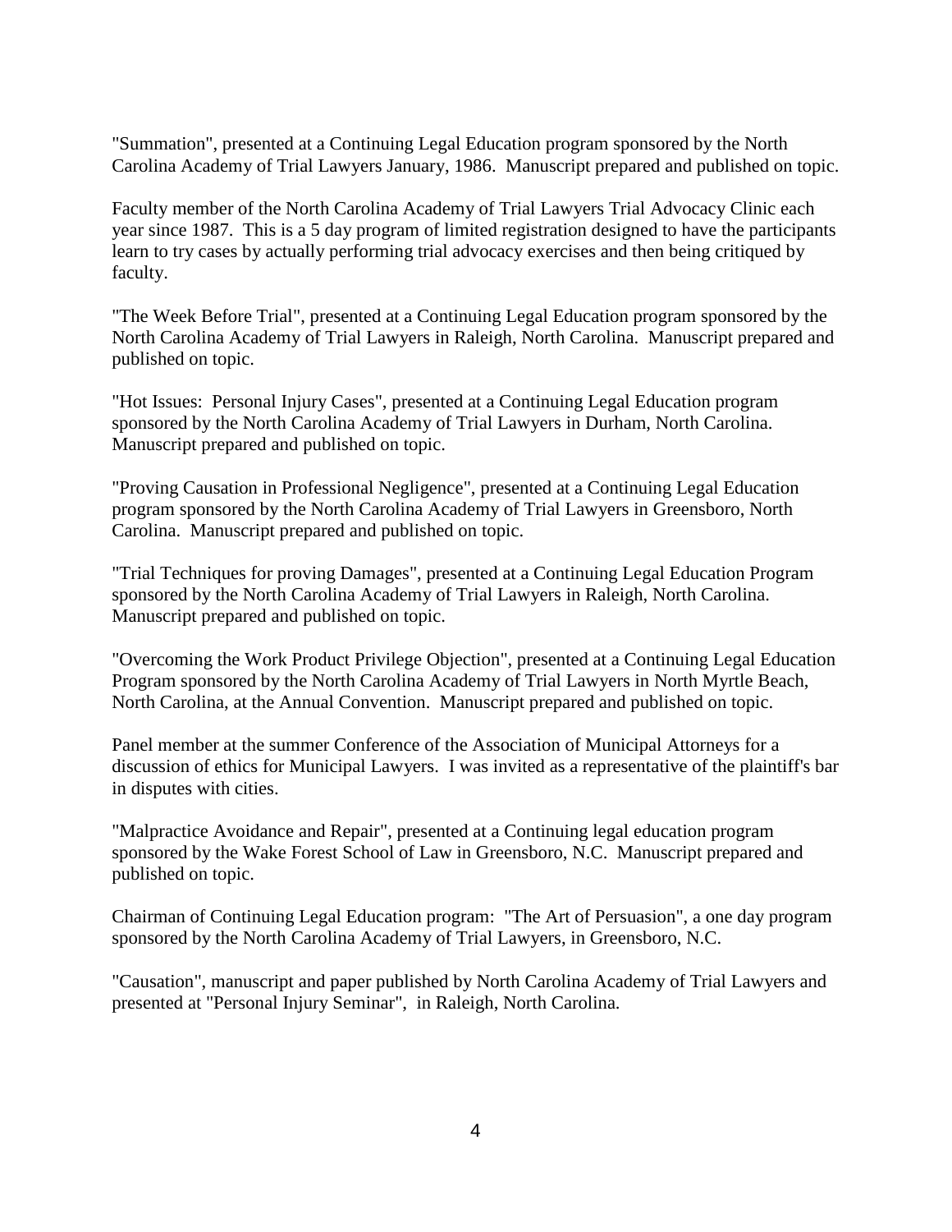"Summation", presented at a Continuing Legal Education program sponsored by the North Carolina Academy of Trial Lawyers January, 1986. Manuscript prepared and published on topic.

Faculty member of the North Carolina Academy of Trial Lawyers Trial Advocacy Clinic each year since 1987. This is a 5 day program of limited registration designed to have the participants learn to try cases by actually performing trial advocacy exercises and then being critiqued by faculty.

"The Week Before Trial", presented at a Continuing Legal Education program sponsored by the North Carolina Academy of Trial Lawyers in Raleigh, North Carolina. Manuscript prepared and published on topic.

"Hot Issues: Personal Injury Cases", presented at a Continuing Legal Education program sponsored by the North Carolina Academy of Trial Lawyers in Durham, North Carolina. Manuscript prepared and published on topic.

"Proving Causation in Professional Negligence", presented at a Continuing Legal Education program sponsored by the North Carolina Academy of Trial Lawyers in Greensboro, North Carolina. Manuscript prepared and published on topic.

"Trial Techniques for proving Damages", presented at a Continuing Legal Education Program sponsored by the North Carolina Academy of Trial Lawyers in Raleigh, North Carolina. Manuscript prepared and published on topic.

"Overcoming the Work Product Privilege Objection", presented at a Continuing Legal Education Program sponsored by the North Carolina Academy of Trial Lawyers in North Myrtle Beach, North Carolina, at the Annual Convention. Manuscript prepared and published on topic.

Panel member at the summer Conference of the Association of Municipal Attorneys for a discussion of ethics for Municipal Lawyers. I was invited as a representative of the plaintiff's bar in disputes with cities.

"Malpractice Avoidance and Repair", presented at a Continuing legal education program sponsored by the Wake Forest School of Law in Greensboro, N.C. Manuscript prepared and published on topic.

Chairman of Continuing Legal Education program: "The Art of Persuasion", a one day program sponsored by the North Carolina Academy of Trial Lawyers, in Greensboro, N.C.

"Causation", manuscript and paper published by North Carolina Academy of Trial Lawyers and presented at "Personal Injury Seminar", in Raleigh, North Carolina.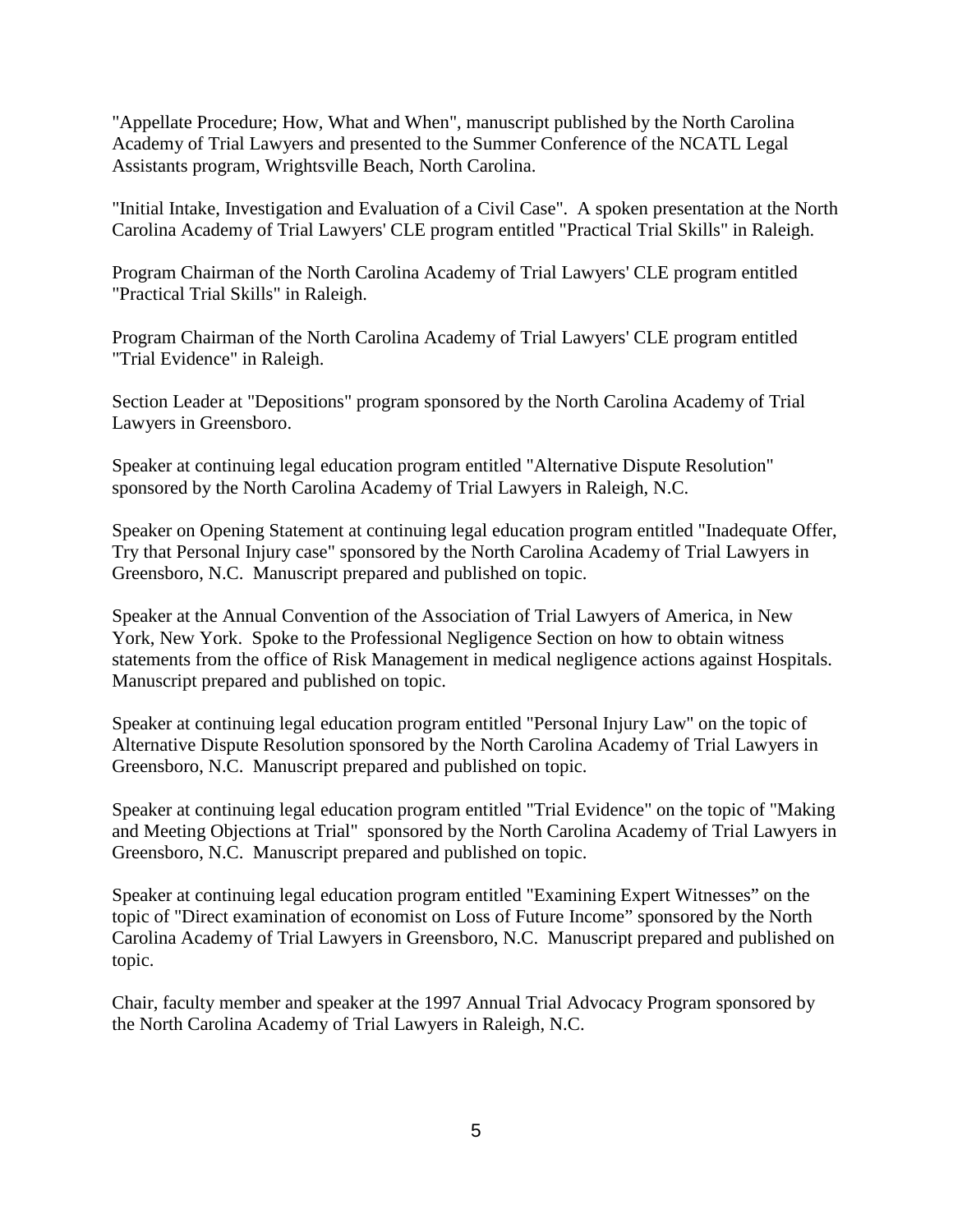"Appellate Procedure; How, What and When", manuscript published by the North Carolina Academy of Trial Lawyers and presented to the Summer Conference of the NCATL Legal Assistants program, Wrightsville Beach, North Carolina.

"Initial Intake, Investigation and Evaluation of a Civil Case". A spoken presentation at the North Carolina Academy of Trial Lawyers' CLE program entitled "Practical Trial Skills" in Raleigh.

Program Chairman of the North Carolina Academy of Trial Lawyers' CLE program entitled "Practical Trial Skills" in Raleigh.

Program Chairman of the North Carolina Academy of Trial Lawyers' CLE program entitled "Trial Evidence" in Raleigh.

Section Leader at "Depositions" program sponsored by the North Carolina Academy of Trial Lawyers in Greensboro.

Speaker at continuing legal education program entitled "Alternative Dispute Resolution" sponsored by the North Carolina Academy of Trial Lawyers in Raleigh, N.C.

Speaker on Opening Statement at continuing legal education program entitled "Inadequate Offer, Try that Personal Injury case" sponsored by the North Carolina Academy of Trial Lawyers in Greensboro, N.C. Manuscript prepared and published on topic.

Speaker at the Annual Convention of the Association of Trial Lawyers of America, in New York, New York. Spoke to the Professional Negligence Section on how to obtain witness statements from the office of Risk Management in medical negligence actions against Hospitals. Manuscript prepared and published on topic.

Speaker at continuing legal education program entitled "Personal Injury Law" on the topic of Alternative Dispute Resolution sponsored by the North Carolina Academy of Trial Lawyers in Greensboro, N.C. Manuscript prepared and published on topic.

Speaker at continuing legal education program entitled "Trial Evidence" on the topic of "Making and Meeting Objections at Trial" sponsored by the North Carolina Academy of Trial Lawyers in Greensboro, N.C. Manuscript prepared and published on topic.

Speaker at continuing legal education program entitled "Examining Expert Witnesses" on the topic of "Direct examination of economist on Loss of Future Income" sponsored by the North Carolina Academy of Trial Lawyers in Greensboro, N.C. Manuscript prepared and published on topic.

Chair, faculty member and speaker at the 1997 Annual Trial Advocacy Program sponsored by the North Carolina Academy of Trial Lawyers in Raleigh, N.C.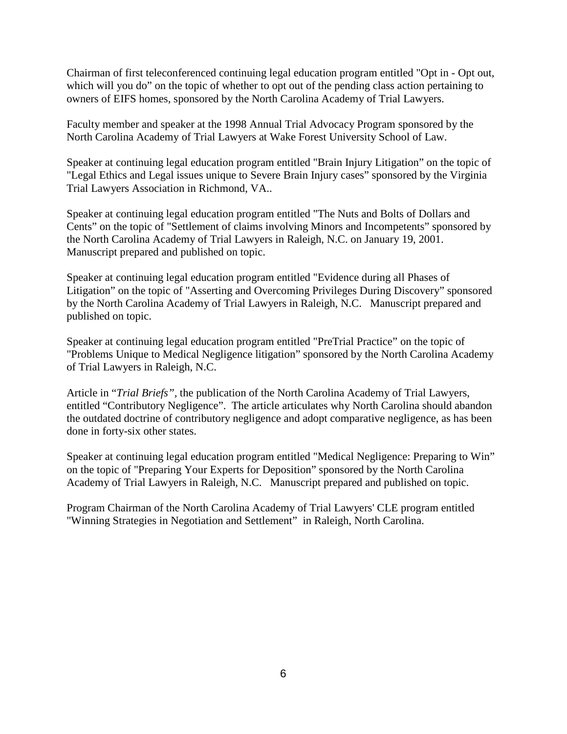Chairman of first teleconferenced continuing legal education program entitled "Opt in - Opt out, which will you do" on the topic of whether to opt out of the pending class action pertaining to owners of EIFS homes, sponsored by the North Carolina Academy of Trial Lawyers.

Faculty member and speaker at the 1998 Annual Trial Advocacy Program sponsored by the North Carolina Academy of Trial Lawyers at Wake Forest University School of Law.

Speaker at continuing legal education program entitled "Brain Injury Litigation" on the topic of "Legal Ethics and Legal issues unique to Severe Brain Injury cases" sponsored by the Virginia Trial Lawyers Association in Richmond, VA..

Speaker at continuing legal education program entitled "The Nuts and Bolts of Dollars and Cents" on the topic of "Settlement of claims involving Minors and Incompetents" sponsored by the North Carolina Academy of Trial Lawyers in Raleigh, N.C. on January 19, 2001. Manuscript prepared and published on topic.

Speaker at continuing legal education program entitled "Evidence during all Phases of Litigation" on the topic of "Asserting and Overcoming Privileges During Discovery" sponsored by the North Carolina Academy of Trial Lawyers in Raleigh, N.C. Manuscript prepared and published on topic.

Speaker at continuing legal education program entitled "PreTrial Practice" on the topic of "Problems Unique to Medical Negligence litigation" sponsored by the North Carolina Academy of Trial Lawyers in Raleigh, N.C.

Article in "*Trial Briefs*", the publication of the North Carolina Academy of Trial Lawyers, entitled "Contributory Negligence". The article articulates why North Carolina should abandon the outdated doctrine of contributory negligence and adopt comparative negligence, as has been done in forty-six other states.

Speaker at continuing legal education program entitled "Medical Negligence: Preparing to Win" on the topic of "Preparing Your Experts for Deposition" sponsored by the North Carolina Academy of Trial Lawyers in Raleigh, N.C. Manuscript prepared and published on topic.

Program Chairman of the North Carolina Academy of Trial Lawyers' CLE program entitled "Winning Strategies in Negotiation and Settlement" in Raleigh, North Carolina.